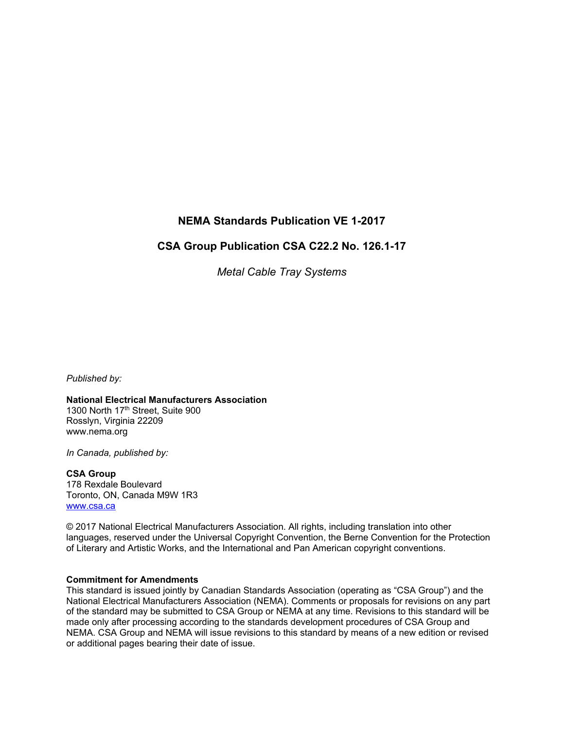**NEMA Standards Publication VE 1-2017**

**CSA Group Publication CSA C22.2 No. 126.1-17**

*Metal Cable Tray Systems*

*Published by:*

**National Electrical Manufacturers Association**
1300 North 17th Street, Suite 900
Rosslyn, Virginia 22209
www.nema.org

*In Canada, published by:*

**CSA Group**
178 Rexdale Boulevard
Toronto, ON, Canada M9W 1R3
www.csa.ca

© 2017 National Electrical Manufacturers Association. All rights, including translation into other languages, reserved under the Universal Copyright Convention, the Berne Convention for the Protection of Literary and Artistic Works, and the International and Pan American copyright conventions.

**Commitment for Amendments**
This standard is issued jointly by Canadian Standards Association (operating as "CSA Group") and the National Electrical Manufacturers Association (NEMA). Comments or proposals for revisions on any part of the standard may be submitted to CSA Group or NEMA at any time. Revisions to this standard will be made only after processing according to the standards development procedures of CSA Group and NEMA. CSA Group and NEMA will issue revisions to this standard by means of a new edition or revised or additional pages bearing their date of issue.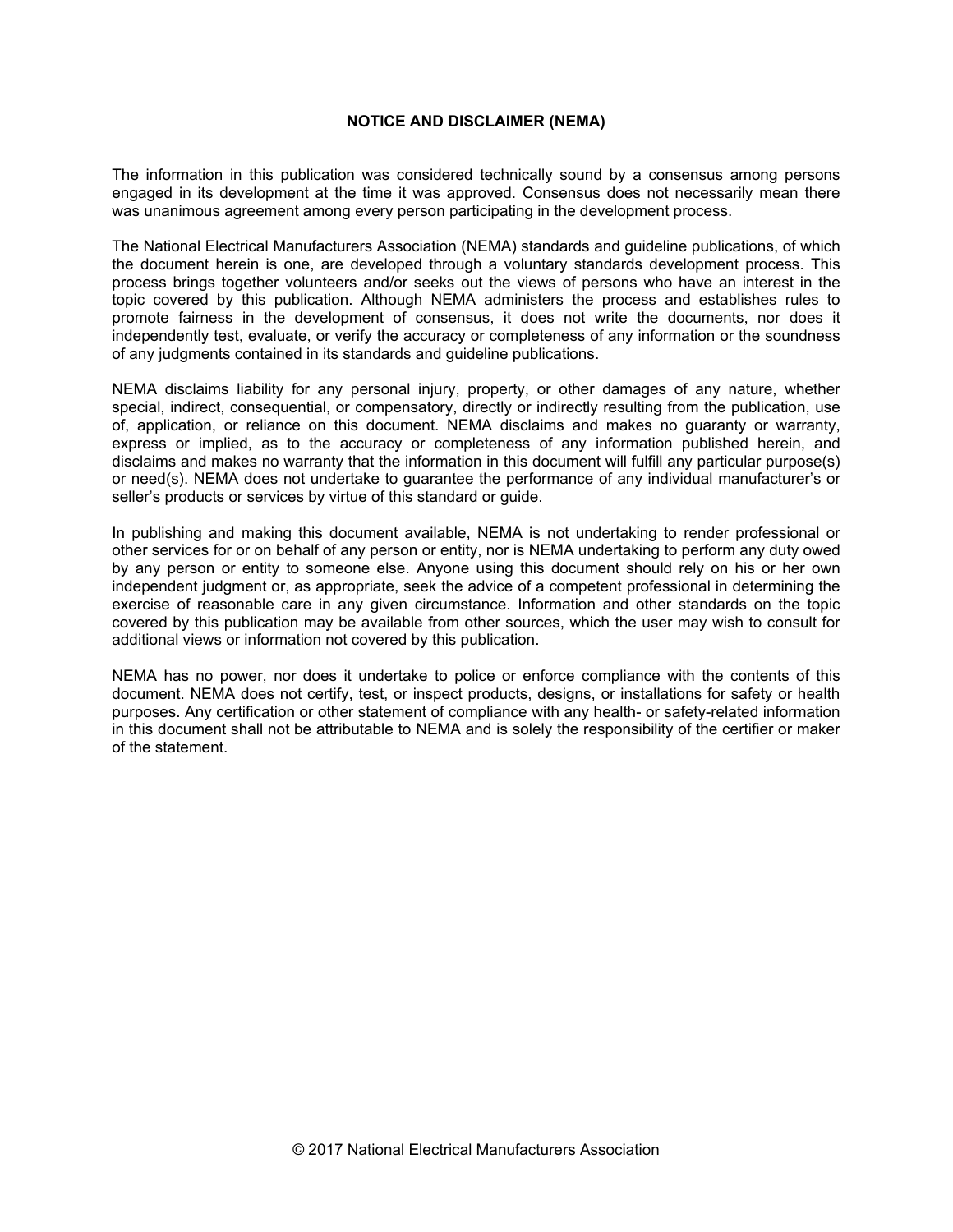## NOTICE AND DISCLAIMER (NEMA)

The information in this publication was considered technically sound by a consensus among persons engaged in its development at the time it was approved. Consensus does not necessarily mean there was unanimous agreement among every person participating in the development process.

The National Electrical Manufacturers Association (NEMA) standards and guideline publications, of which the document herein is one, are developed through a voluntary standards development process. This process brings together volunteers and/or seeks out the views of persons who have an interest in the topic covered by this publication. Although NEMA administers the process and establishes rules to promote fairness in the development of consensus, it does not write the documents, nor does it independently test, evaluate, or verify the accuracy or completeness of any information or the soundness of any judgments contained in its standards and guideline publications.

NEMA disclaims liability for any personal injury, property, or other damages of any nature, whether special, indirect, consequential, or compensatory, directly or indirectly resulting from the publication, use of, application, or reliance on this document. NEMA disclaims and makes no guaranty or warranty, express or implied, as to the accuracy or completeness of any information published herein, and disclaims and makes no warranty that the information in this document will fulfill any particular purpose(s) or need(s). NEMA does not undertake to guarantee the performance of any individual manufacturer's or seller's products or services by virtue of this standard or guide.

In publishing and making this document available, NEMA is not undertaking to render professional or other services for or on behalf of any person or entity, nor is NEMA undertaking to perform any duty owed by any person or entity to someone else. Anyone using this document should rely on his or her own independent judgment or, as appropriate, seek the advice of a competent professional in determining the exercise of reasonable care in any given circumstance. Information and other standards on the topic covered by this publication may be available from other sources, which the user may wish to consult for additional views or information not covered by this publication.

NEMA has no power, nor does it undertake to police or enforce compliance with the contents of this document. NEMA does not certify, test, or inspect products, designs, or installations for safety or health purposes. Any certification or other statement of compliance with any health- or safety-related information in this document shall not be attributable to NEMA and is solely the responsibility of the certifier or maker of the statement.

© 2017 National Electrical Manufacturers Association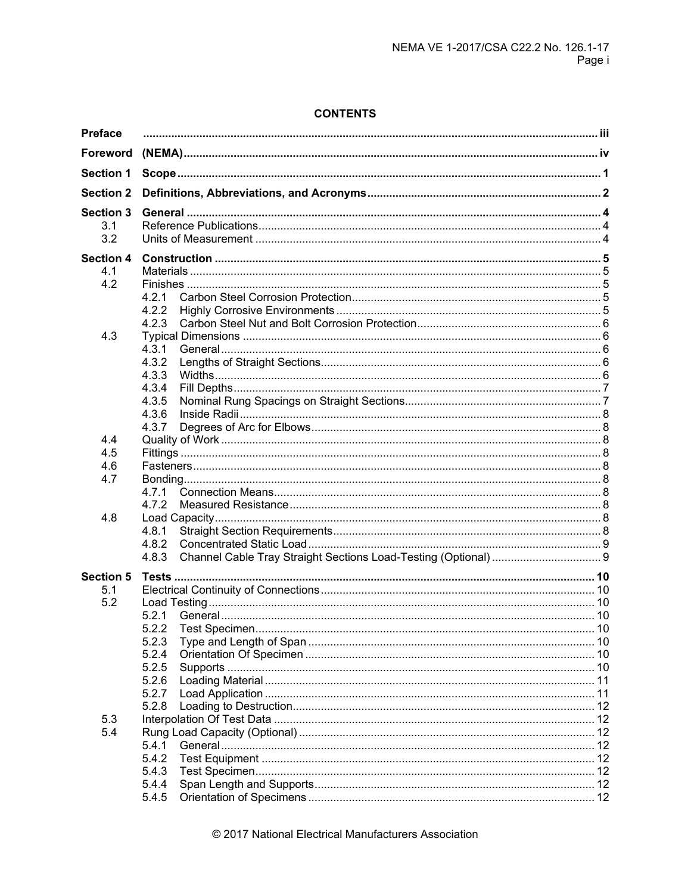## CONTENTS

| | | |
|---|---|---|
| **Preface** | | **iii** |
| **Foreword** | **(NEMA)** | **iv** |
| **Section 1** | **Scope** | **1** |
| **Section 2** | **Definitions, Abbreviations, and Acronyms** | **2** |
| **Section 3** | **General** | **4** |
| 3.1 | Reference Publications | 4 |
| 3.2 | Units of Measurement | 4 |
| **Section 4** | **Construction** | **5** |
| 4.1 | Materials | 5 |
| 4.2 | Finishes | 5 |
| | 4.2.1 Carbon Steel Corrosion Protection | 5 |
| | 4.2.2 Highly Corrosive Environments | 5 |
| | 4.2.3 Carbon Steel Nut and Bolt Corrosion Protection | 6 |
| 4.3 | Typical Dimensions | 6 |
| | 4.3.1 General | 6 |
| | 4.3.2 Lengths of Straight Sections | 6 |
| | 4.3.3 Widths | 6 |
| | 4.3.4 Fill Depths | 7 |
| | 4.3.5 Nominal Rung Spacings on Straight Sections | 7 |
| | 4.3.6 Inside Radii | 8 |
| | 4.3.7 Degrees of Arc for Elbows | 8 |
| 4.4 | Quality of Work | 8 |
| 4.5 | Fittings | 8 |
| 4.6 | Fasteners | 8 |
| 4.7 | Bonding | 8 |
| | 4.7.1 Connection Means | 8 |
| | 4.7.2 Measured Resistance | 8 |
| 4.8 | Load Capacity | 8 |
| | 4.8.1 Straight Section Requirements | 8 |
| | 4.8.2 Concentrated Static Load | 9 |
| | 4.8.3 Channel Cable Tray Straight Sections Load-Testing (Optional) | 9 |
| **Section 5** | **Tests** | **10** |
| 5.1 | Electrical Continuity of Connections | 10 |
| 5.2 | Load Testing | 10 |
| | 5.2.1 General | 10 |
| | 5.2.2 Test Specimen | 10 |
| | 5.2.3 Type and Length of Span | 10 |
| | 5.2.4 Orientation Of Specimen | 10 |
| | 5.2.5 Supports | 10 |
| | 5.2.6 Loading Material | 11 |
| | 5.2.7 Load Application | 11 |
| | 5.2.8 Loading to Destruction | 12 |
| 5.3 | Interpolation Of Test Data | 12 |
| 5.4 | Rung Load Capacity (Optional) | 12 |
| | 5.4.1 General | 12 |
| | 5.4.2 Test Equipment | 12 |
| | 5.4.3 Test Specimen | 12 |
| | 5.4.4 Span Length and Supports | 12 |
| | 5.4.5 Orientation of Specimens | 12 |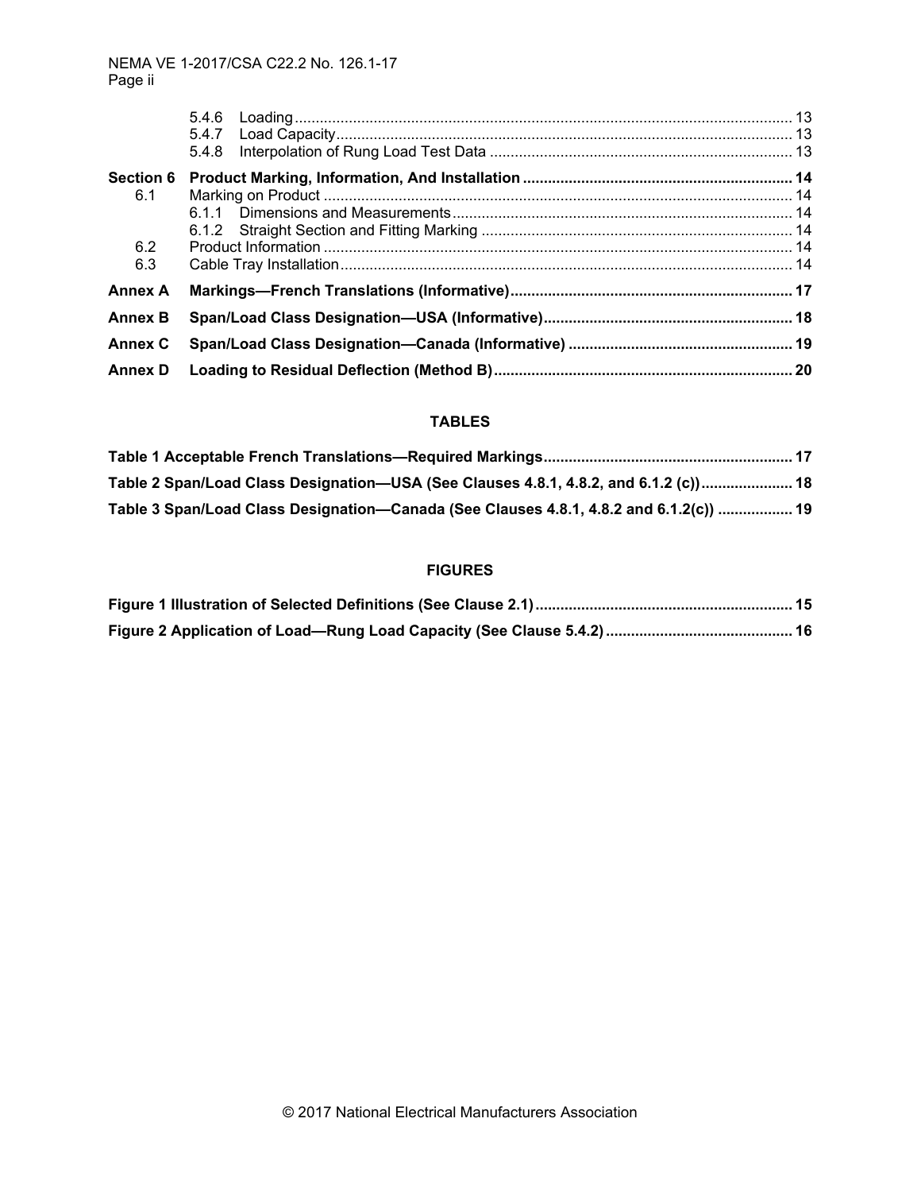| | | |
|---|---|---|
| | 5.4.6 Loading | 13 |
| | 5.4.7 Load Capacity | 13 |
| | 5.4.8 Interpolation of Rung Load Test Data | 13 |
| **Section 6** | **Product Marking, Information, And Installation** | **14** |
| 6.1 | Marking on Product | 14 |
| | 6.1.1 Dimensions and Measurements | 14 |
| | 6.1.2 Straight Section and Fitting Marking | 14 |
| 6.2 | Product Information | 14 |
| 6.3 | Cable Tray Installation | 14 |
| **Annex A** | **Markings—French Translations (Informative)** | **17** |
| **Annex B** | **Span/Load Class Designation—USA (Informative)** | **18** |
| **Annex C** | **Span/Load Class Designation—Canada (Informative)** | **19** |
| **Annex D** | **Loading to Residual Deflection (Method B)** | **20** |

## TABLES

| | |
|---|---|
| **Table 1 Acceptable French Translations—Required Markings** | **17** |
| **Table 2 Span/Load Class Designation—USA (See Clauses 4.8.1, 4.8.2, and 6.1.2 (c))** | **18** |
| **Table 3 Span/Load Class Designation—Canada (See Clauses 4.8.1, 4.8.2 and 6.1.2(c))** | **19** |

## FIGURES

| | |
|---|---|
| **Figure 1 Illustration of Selected Definitions (See Clause 2.1)** | **15** |
| **Figure 2 Application of Load—Rung Load Capacity (See Clause 5.4.2)** | **16** |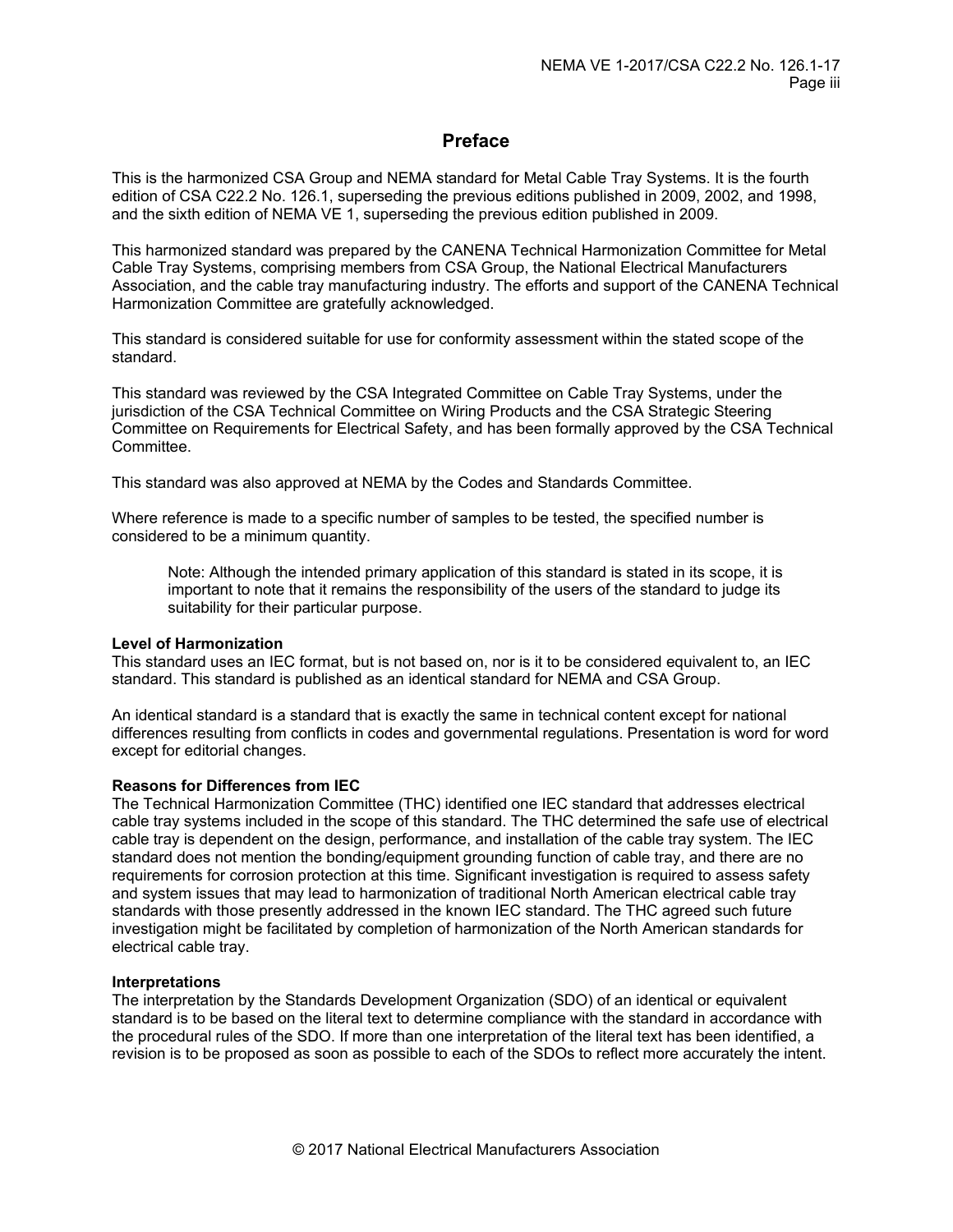# Preface

This is the harmonized CSA Group and NEMA standard for Metal Cable Tray Systems. It is the fourth edition of CSA C22.2 No. 126.1, superseding the previous editions published in 2009, 2002, and 1998, and the sixth edition of NEMA VE 1, superseding the previous edition published in 2009.

This harmonized standard was prepared by the CANENA Technical Harmonization Committee for Metal Cable Tray Systems, comprising members from CSA Group, the National Electrical Manufacturers Association, and the cable tray manufacturing industry. The efforts and support of the CANENA Technical Harmonization Committee are gratefully acknowledged.

This standard is considered suitable for use for conformity assessment within the stated scope of the standard.

This standard was reviewed by the CSA Integrated Committee on Cable Tray Systems, under the jurisdiction of the CSA Technical Committee on Wiring Products and the CSA Strategic Steering Committee on Requirements for Electrical Safety, and has been formally approved by the CSA Technical Committee.

This standard was also approved at NEMA by the Codes and Standards Committee.

Where reference is made to a specific number of samples to be tested, the specified number is considered to be a minimum quantity.

> Note: Although the intended primary application of this standard is stated in its scope, it is important to note that it remains the responsibility of the users of the standard to judge its suitability for their particular purpose.

**Level of Harmonization**
This standard uses an IEC format, but is not based on, nor is it to be considered equivalent to, an IEC standard. This standard is published as an identical standard for NEMA and CSA Group.

An identical standard is a standard that is exactly the same in technical content except for national differences resulting from conflicts in codes and governmental regulations. Presentation is word for word except for editorial changes.

**Reasons for Differences from IEC**
The Technical Harmonization Committee (THC) identified one IEC standard that addresses electrical cable tray systems included in the scope of this standard. The THC determined the safe use of electrical cable tray is dependent on the design, performance, and installation of the cable tray system. The IEC standard does not mention the bonding/equipment grounding function of cable tray, and there are no requirements for corrosion protection at this time. Significant investigation is required to assess safety and system issues that may lead to harmonization of traditional North American electrical cable tray standards with those presently addressed in the known IEC standard. The THC agreed such future investigation might be facilitated by completion of harmonization of the North American standards for electrical cable tray.

**Interpretations**
The interpretation by the Standards Development Organization (SDO) of an identical or equivalent standard is to be based on the literal text to determine compliance with the standard in accordance with the procedural rules of the SDO. If more than one interpretation of the literal text has been identified, a revision is to be proposed as soon as possible to each of the SDOs to reflect more accurately the intent.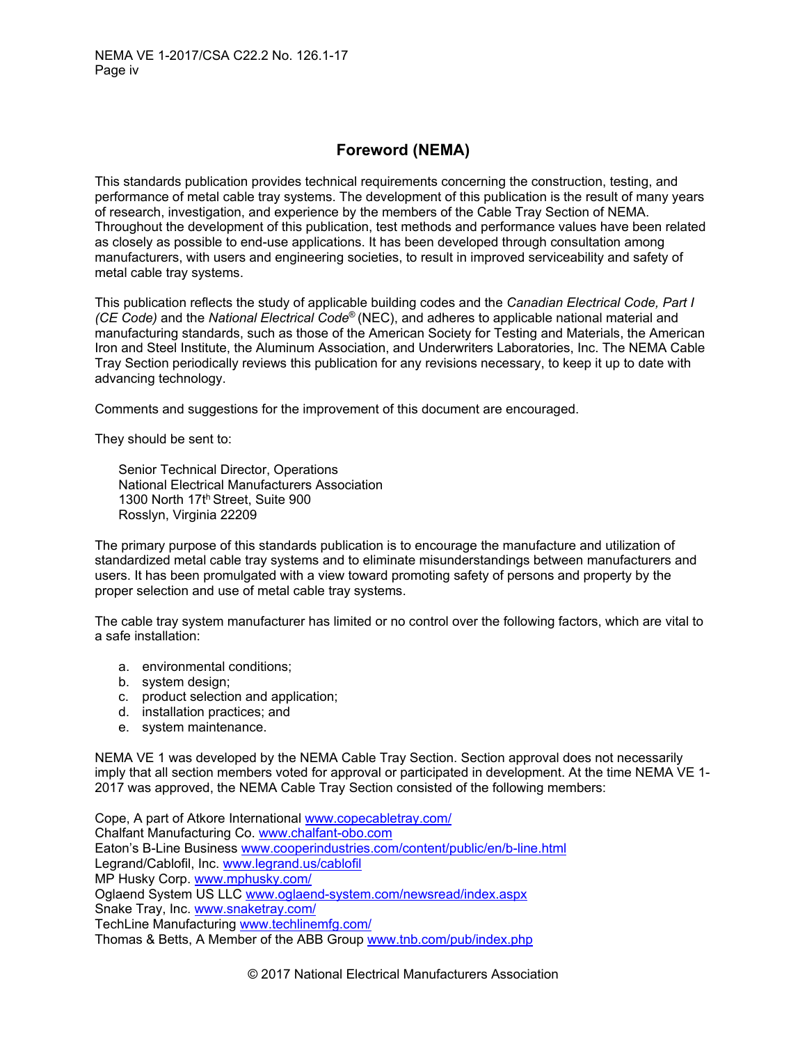# Foreword (NEMA)

This standards publication provides technical requirements concerning the construction, testing, and performance of metal cable tray systems. The development of this publication is the result of many years of research, investigation, and experience by the members of the Cable Tray Section of NEMA. Throughout the development of this publication, test methods and performance values have been related as closely as possible to end-use applications. It has been developed through consultation among manufacturers, with users and engineering societies, to result in improved serviceability and safety of metal cable tray systems.

This publication reflects the study of applicable building codes and the *Canadian Electrical Code, Part I (CE Code)* and the *National Electrical Code®* (NEC), and adheres to applicable national material and manufacturing standards, such as those of the American Society for Testing and Materials, the American Iron and Steel Institute, the Aluminum Association, and Underwriters Laboratories, Inc. The NEMA Cable Tray Section periodically reviews this publication for any revisions necessary, to keep it up to date with advancing technology.

Comments and suggestions for the improvement of this document are encouraged.

They should be sent to:

> Senior Technical Director, Operations
> National Electrical Manufacturers Association
> 1300 North 17th Street, Suite 900
> Rosslyn, Virginia 22209

The primary purpose of this standards publication is to encourage the manufacture and utilization of standardized metal cable tray systems and to eliminate misunderstandings between manufacturers and users. It has been promulgated with a view toward promoting safety of persons and property by the proper selection and use of metal cable tray systems.

The cable tray system manufacturer has limited or no control over the following factors, which are vital to a safe installation:

a. environmental conditions;
b. system design;
c. product selection and application;
d. installation practices; and
e. system maintenance.

NEMA VE 1 was developed by the NEMA Cable Tray Section. Section approval does not necessarily imply that all section members voted for approval or participated in development. At the time NEMA VE 1-2017 was approved, the NEMA Cable Tray Section consisted of the following members:

Cope, A part of Atkore International www.copecabletray.com/
Chalfant Manufacturing Co. www.chalfant-obo.com
Eaton's B-Line Business www.cooperindustries.com/content/public/en/b-line.html
Legrand/Cablofil, Inc. www.legrand.us/cablofil
MP Husky Corp. www.mphusky.com/
Oglaend System US LLC www.oglaend-system.com/newsread/index.aspx
Snake Tray, Inc. www.snaketray.com/
TechLine Manufacturing www.techlinemfg.com/
Thomas & Betts, A Member of the ABB Group www.tnb.com/pub/index.php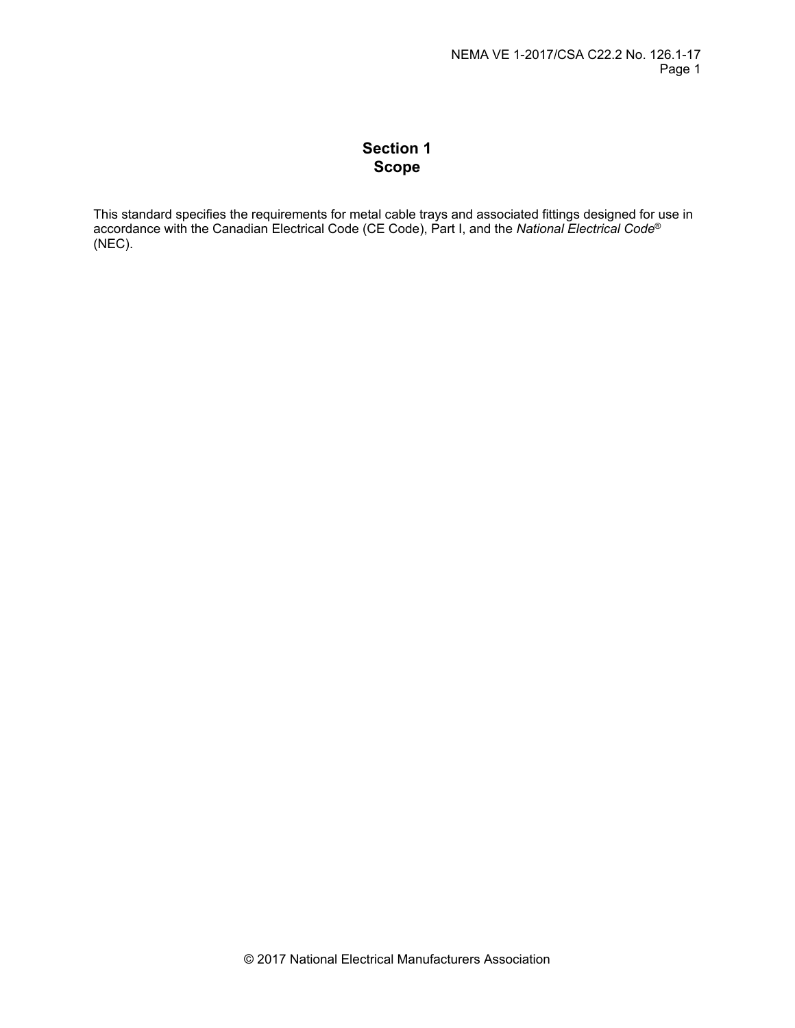# Section 1
# Scope

This standard specifies the requirements for metal cable trays and associated fittings designed for use in accordance with the Canadian Electrical Code (CE Code), Part I, and the *National Electrical Code*® (NEC).